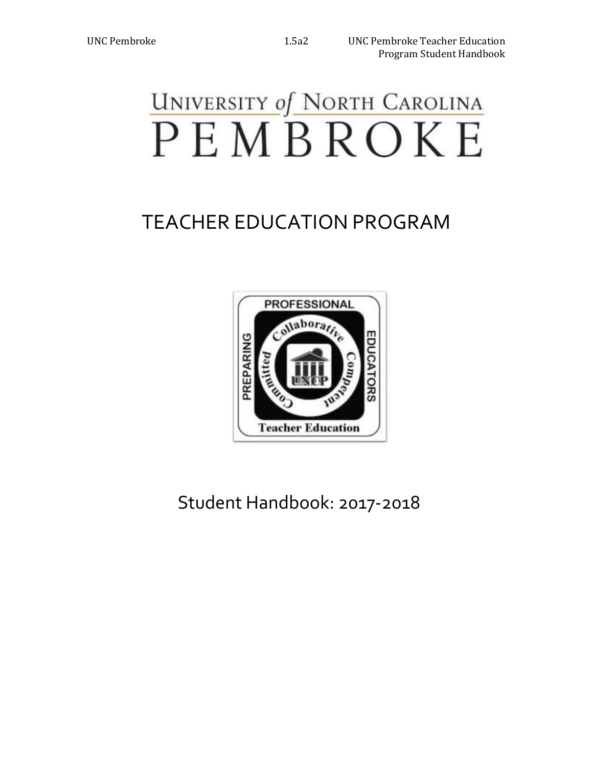# University of North Carolina PEMBROKE

## TEACHER EDUCATION PROGRAM

PROFESSIONAL

Collaborative Competent Committed

PREPARING EDUCATORS

UNCP

Teacher Education

Student Handbook: 2017-2018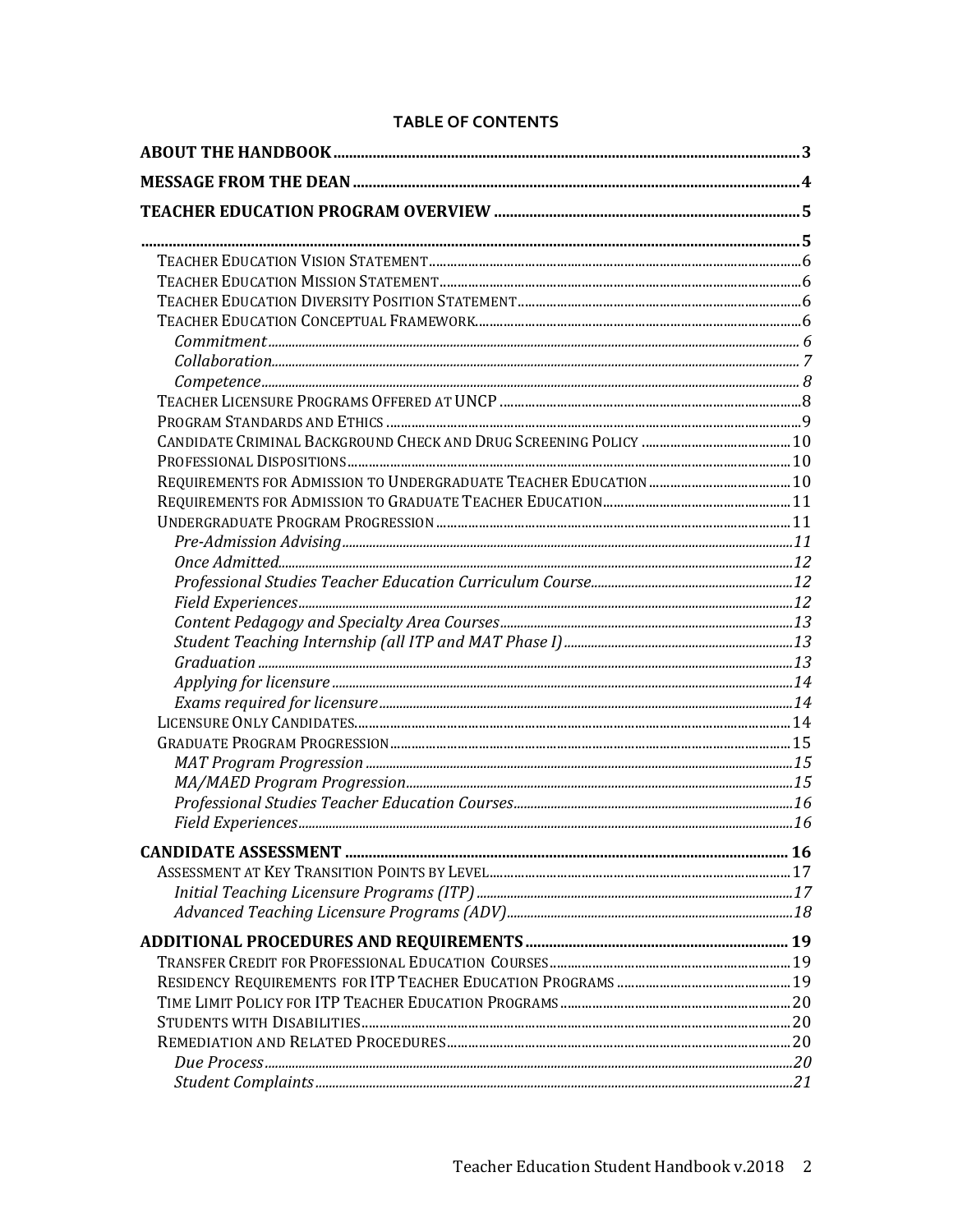**TABLE OF CONTENTS**

**ABOUT THE HANDBOOK** ..... 3

**MESSAGE FROM THE DEAN** ..... 4

**TEACHER EDUCATION PROGRAM OVERVIEW** ..... 5

..... 5

- Teacher Education Vision Statement ..... 6
- Teacher Education Mission Statement ..... 6
- Teacher Education Diversity Position Statement ..... 6
- Teacher Education Conceptual Framework ..... 6
  - *Commitment* ..... 6
  - *Collaboration* ..... 7
  - *Competence* ..... 8
- Teacher Licensure Programs Offered at UNCP ..... 8
- Program Standards and Ethics ..... 9
- Candidate Criminal Background Check and Drug Screening Policy ..... 10
- Professional Dispositions ..... 10
- Requirements for Admission to Undergraduate Teacher Education ..... 10
- Requirements for Admission to Graduate Teacher Education ..... 11
- Undergraduate Program Progression ..... 11
  - *Pre-Admission Advising* ..... 11
  - *Once Admitted* ..... 12
  - *Professional Studies Teacher Education Curriculum Course* ..... 12
  - *Field Experiences* ..... 12
  - *Content Pedagogy and Specialty Area Courses* ..... 13
  - *Student Teaching Internship (all ITP and MAT Phase I)* ..... 13
  - *Graduation* ..... 13
  - *Applying for licensure* ..... 14
  - *Exams required for licensure* ..... 14
- Licensure Only Candidates ..... 14
- Graduate Program Progression ..... 15
  - *MAT Program Progression* ..... 15
  - *MA/MAED Program Progression* ..... 15
  - *Professional Studies Teacher Education Courses* ..... 16
  - *Field Experiences* ..... 16

**CANDIDATE ASSESSMENT** ..... 16

- Assessment at Key Transition Points by Level ..... 17
  - *Initial Teaching Licensure Programs (ITP)* ..... 17
  - *Advanced Teaching Licensure Programs (ADV)* ..... 18

**ADDITIONAL PROCEDURES AND REQUIREMENTS** ..... 19

- Transfer Credit for Professional Education Courses ..... 19
- Residency Requirements for ITP Teacher Education Programs ..... 19
- Time Limit Policy for ITP Teacher Education Programs ..... 20
- Students with Disabilities ..... 20
- Remediation and Related Procedures ..... 20
  - *Due Process* ..... 20
  - *Student Complaints* ..... 21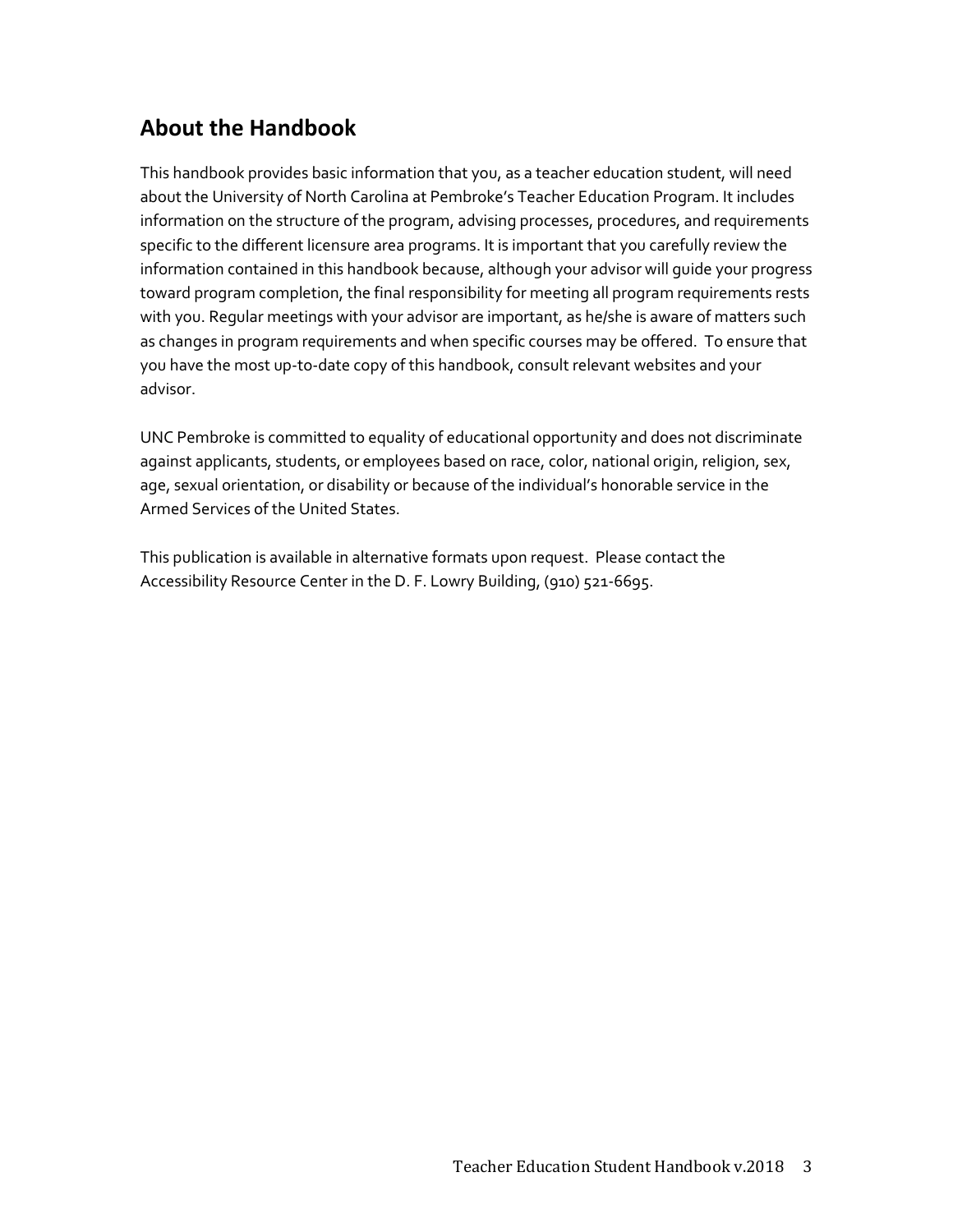## About the Handbook

This handbook provides basic information that you, as a teacher education student, will need about the University of North Carolina at Pembroke's Teacher Education Program. It includes information on the structure of the program, advising processes, procedures, and requirements specific to the different licensure area programs. It is important that you carefully review the information contained in this handbook because, although your advisor will guide your progress toward program completion, the final responsibility for meeting all program requirements rests with you. Regular meetings with your advisor are important, as he/she is aware of matters such as changes in program requirements and when specific courses may be offered. To ensure that you have the most up-to-date copy of this handbook, consult relevant websites and your advisor.

UNC Pembroke is committed to equality of educational opportunity and does not discriminate against applicants, students, or employees based on race, color, national origin, religion, sex, age, sexual orientation, or disability or because of the individual's honorable service in the Armed Services of the United States.

This publication is available in alternative formats upon request. Please contact the Accessibility Resource Center in the D. F. Lowry Building, (910) 521-6695.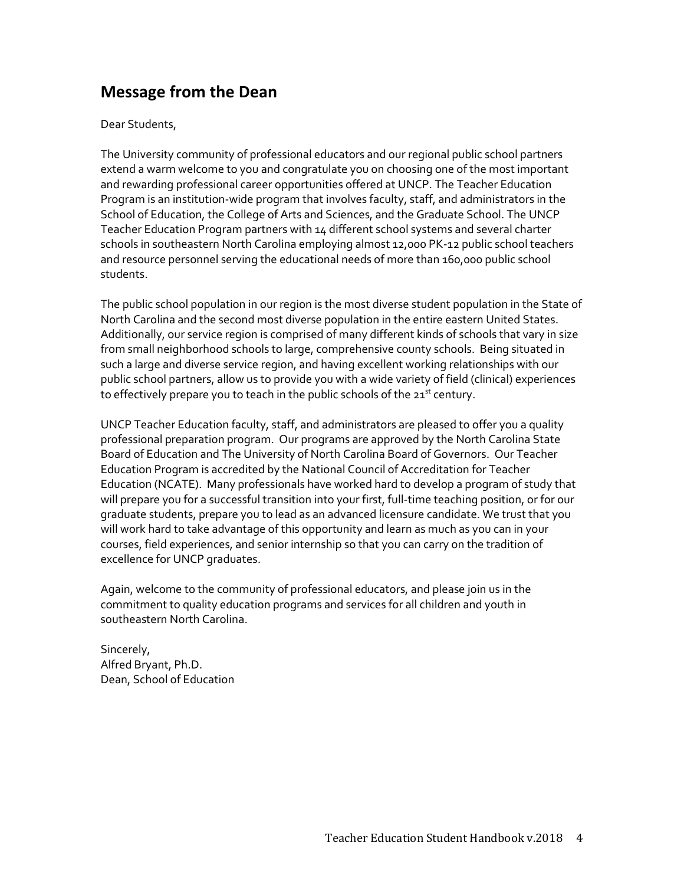## Message from the Dean

Dear Students,

The University community of professional educators and our regional public school partners extend a warm welcome to you and congratulate you on choosing one of the most important and rewarding professional career opportunities offered at UNCP. The Teacher Education Program is an institution-wide program that involves faculty, staff, and administrators in the School of Education, the College of Arts and Sciences, and the Graduate School. The UNCP Teacher Education Program partners with 14 different school systems and several charter schools in southeastern North Carolina employing almost 12,000 PK-12 public school teachers and resource personnel serving the educational needs of more than 160,000 public school students.

The public school population in our region is the most diverse student population in the State of North Carolina and the second most diverse population in the entire eastern United States. Additionally, our service region is comprised of many different kinds of schools that vary in size from small neighborhood schools to large, comprehensive county schools. Being situated in such a large and diverse service region, and having excellent working relationships with our public school partners, allow us to provide you with a wide variety of field (clinical) experiences to effectively prepare you to teach in the public schools of the 21st century.

UNCP Teacher Education faculty, staff, and administrators are pleased to offer you a quality professional preparation program. Our programs are approved by the North Carolina State Board of Education and The University of North Carolina Board of Governors. Our Teacher Education Program is accredited by the National Council of Accreditation for Teacher Education (NCATE). Many professionals have worked hard to develop a program of study that will prepare you for a successful transition into your first, full-time teaching position, or for our graduate students, prepare you to lead as an advanced licensure candidate. We trust that you will work hard to take advantage of this opportunity and learn as much as you can in your courses, field experiences, and senior internship so that you can carry on the tradition of excellence for UNCP graduates.

Again, welcome to the community of professional educators, and please join us in the commitment to quality education programs and services for all children and youth in southeastern North Carolina.

Sincerely,
Alfred Bryant, Ph.D.
Dean, School of Education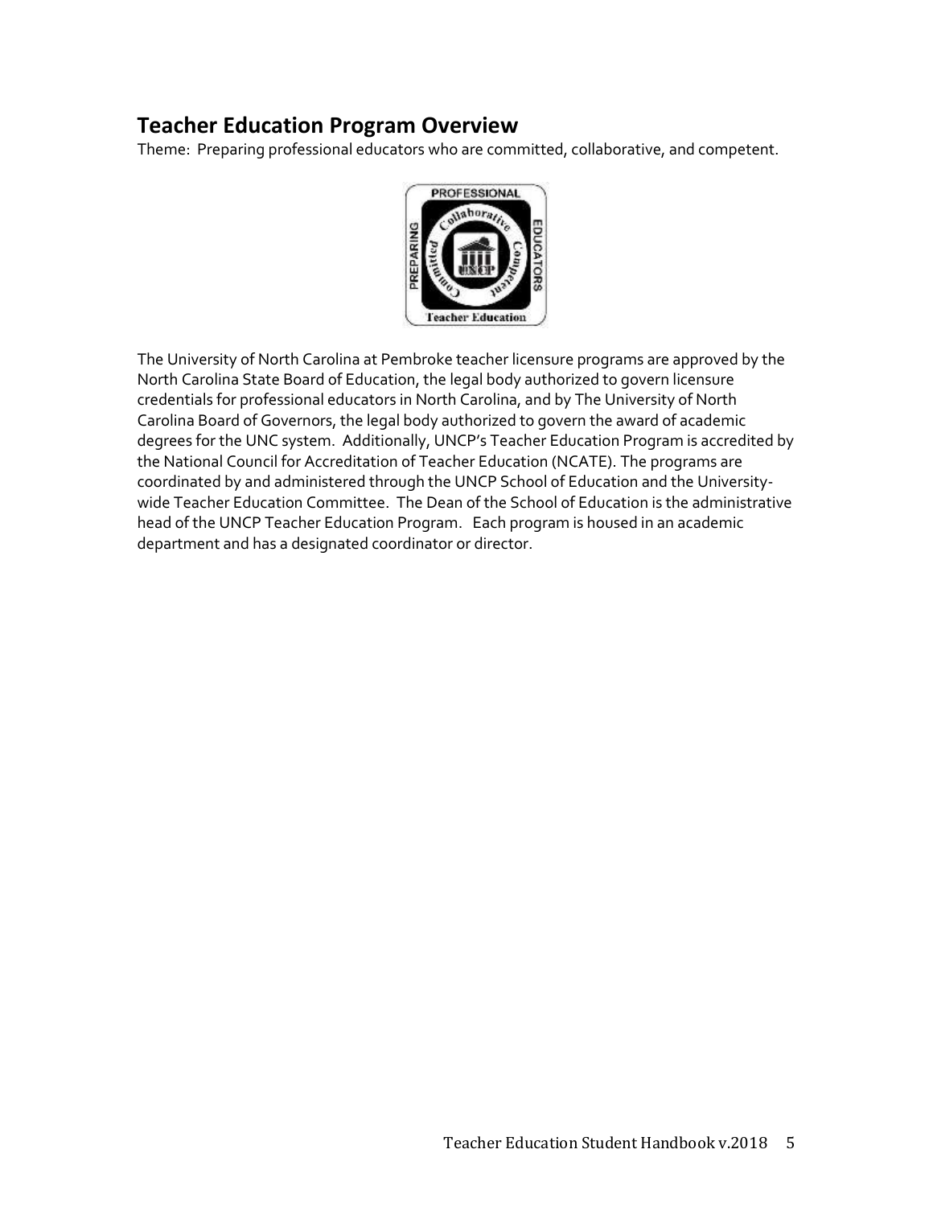## Teacher Education Program Overview

Theme: Preparing professional educators who are committed, collaborative, and competent.

The University of North Carolina at Pembroke teacher licensure programs are approved by the North Carolina State Board of Education, the legal body authorized to govern licensure credentials for professional educators in North Carolina, and by The University of North Carolina Board of Governors, the legal body authorized to govern the award of academic degrees for the UNC system. Additionally, UNCP's Teacher Education Program is accredited by the National Council for Accreditation of Teacher Education (NCATE). The programs are coordinated by and administered through the UNCP School of Education and the University-wide Teacher Education Committee. The Dean of the School of Education is the administrative head of the UNCP Teacher Education Program. Each program is housed in an academic department and has a designated coordinator or director.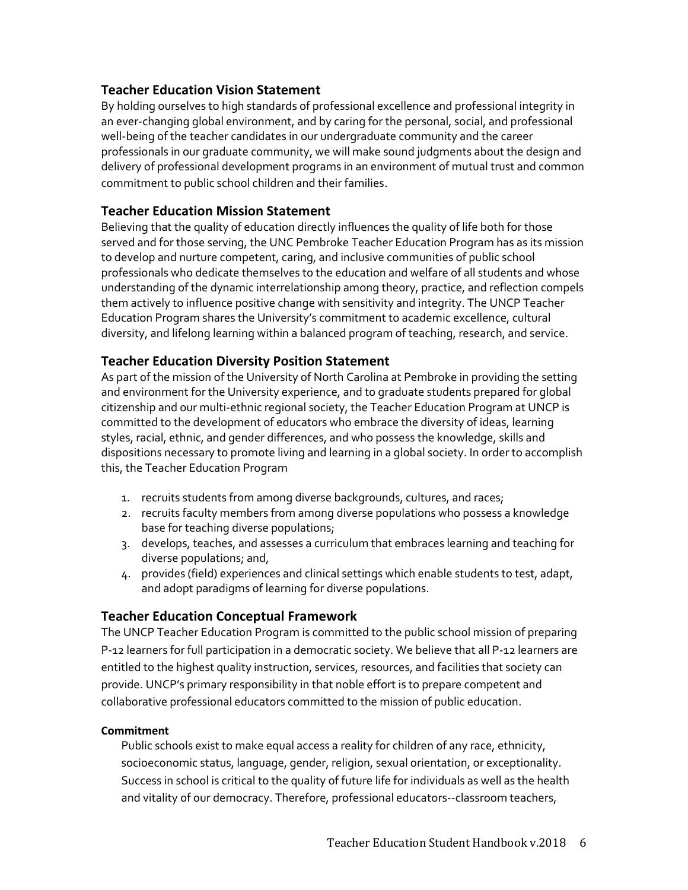## Teacher Education Vision Statement

By holding ourselves to high standards of professional excellence and professional integrity in an ever-changing global environment, and by caring for the personal, social, and professional well-being of the teacher candidates in our undergraduate community and the career professionals in our graduate community, we will make sound judgments about the design and delivery of professional development programs in an environment of mutual trust and common commitment to public school children and their families.

## Teacher Education Mission Statement

Believing that the quality of education directly influences the quality of life both for those served and for those serving, the UNC Pembroke Teacher Education Program has as its mission to develop and nurture competent, caring, and inclusive communities of public school professionals who dedicate themselves to the education and welfare of all students and whose understanding of the dynamic interrelationship among theory, practice, and reflection compels them actively to influence positive change with sensitivity and integrity. The UNCP Teacher Education Program shares the University's commitment to academic excellence, cultural diversity, and lifelong learning within a balanced program of teaching, research, and service.

## Teacher Education Diversity Position Statement

As part of the mission of the University of North Carolina at Pembroke in providing the setting and environment for the University experience, and to graduate students prepared for global citizenship and our multi-ethnic regional society, the Teacher Education Program at UNCP is committed to the development of educators who embrace the diversity of ideas, learning styles, racial, ethnic, and gender differences, and who possess the knowledge, skills and dispositions necessary to promote living and learning in a global society. In order to accomplish this, the Teacher Education Program

1. recruits students from among diverse backgrounds, cultures, and races;
2. recruits faculty members from among diverse populations who possess a knowledge base for teaching diverse populations;
3. develops, teaches, and assesses a curriculum that embraces learning and teaching for diverse populations; and,
4. provides (field) experiences and clinical settings which enable students to test, adapt, and adopt paradigms of learning for diverse populations.

## Teacher Education Conceptual Framework

The UNCP Teacher Education Program is committed to the public school mission of preparing P-12 learners for full participation in a democratic society. We believe that all P-12 learners are entitled to the highest quality instruction, services, resources, and facilities that society can provide. UNCP's primary responsibility in that noble effort is to prepare competent and collaborative professional educators committed to the mission of public education.

#### Commitment

Public schools exist to make equal access a reality for children of any race, ethnicity, socioeconomic status, language, gender, religion, sexual orientation, or exceptionality. Success in school is critical to the quality of future life for individuals as well as the health and vitality of our democracy. Therefore, professional educators--classroom teachers,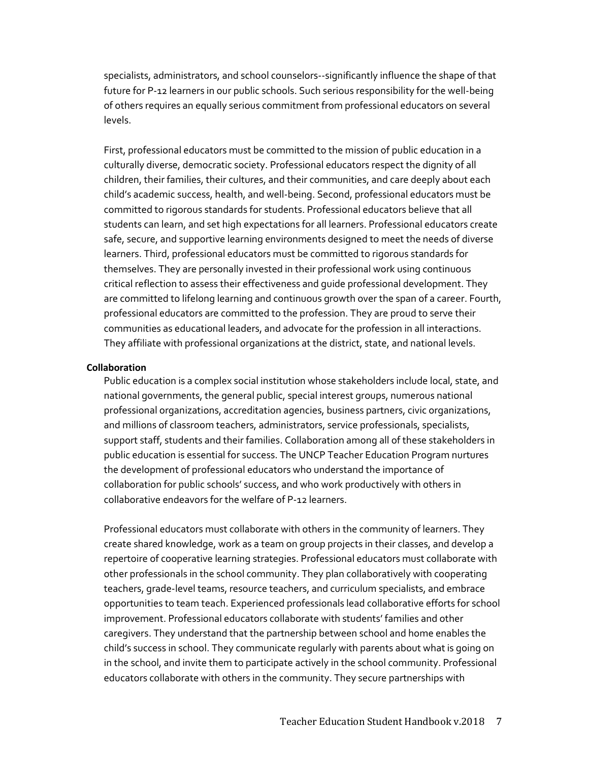specialists, administrators, and school counselors--significantly influence the shape of that future for P-12 learners in our public schools. Such serious responsibility for the well-being of others requires an equally serious commitment from professional educators on several levels.

First, professional educators must be committed to the mission of public education in a culturally diverse, democratic society. Professional educators respect the dignity of all children, their families, their cultures, and their communities, and care deeply about each child's academic success, health, and well-being. Second, professional educators must be committed to rigorous standards for students. Professional educators believe that all students can learn, and set high expectations for all learners. Professional educators create safe, secure, and supportive learning environments designed to meet the needs of diverse learners. Third, professional educators must be committed to rigorous standards for themselves. They are personally invested in their professional work using continuous critical reflection to assess their effectiveness and guide professional development. They are committed to lifelong learning and continuous growth over the span of a career. Fourth, professional educators are committed to the profession. They are proud to serve their communities as educational leaders, and advocate for the profession in all interactions. They affiliate with professional organizations at the district, state, and national levels.

**Collaboration**

Public education is a complex social institution whose stakeholders include local, state, and national governments, the general public, special interest groups, numerous national professional organizations, accreditation agencies, business partners, civic organizations, and millions of classroom teachers, administrators, service professionals, specialists, support staff, students and their families. Collaboration among all of these stakeholders in public education is essential for success. The UNCP Teacher Education Program nurtures the development of professional educators who understand the importance of collaboration for public schools' success, and who work productively with others in collaborative endeavors for the welfare of P-12 learners.

Professional educators must collaborate with others in the community of learners. They create shared knowledge, work as a team on group projects in their classes, and develop a repertoire of cooperative learning strategies. Professional educators must collaborate with other professionals in the school community. They plan collaboratively with cooperating teachers, grade-level teams, resource teachers, and curriculum specialists, and embrace opportunities to team teach. Experienced professionals lead collaborative efforts for school improvement. Professional educators collaborate with students' families and other caregivers. They understand that the partnership between school and home enables the child's success in school. They communicate regularly with parents about what is going on in the school, and invite them to participate actively in the school community. Professional educators collaborate with others in the community. They secure partnerships with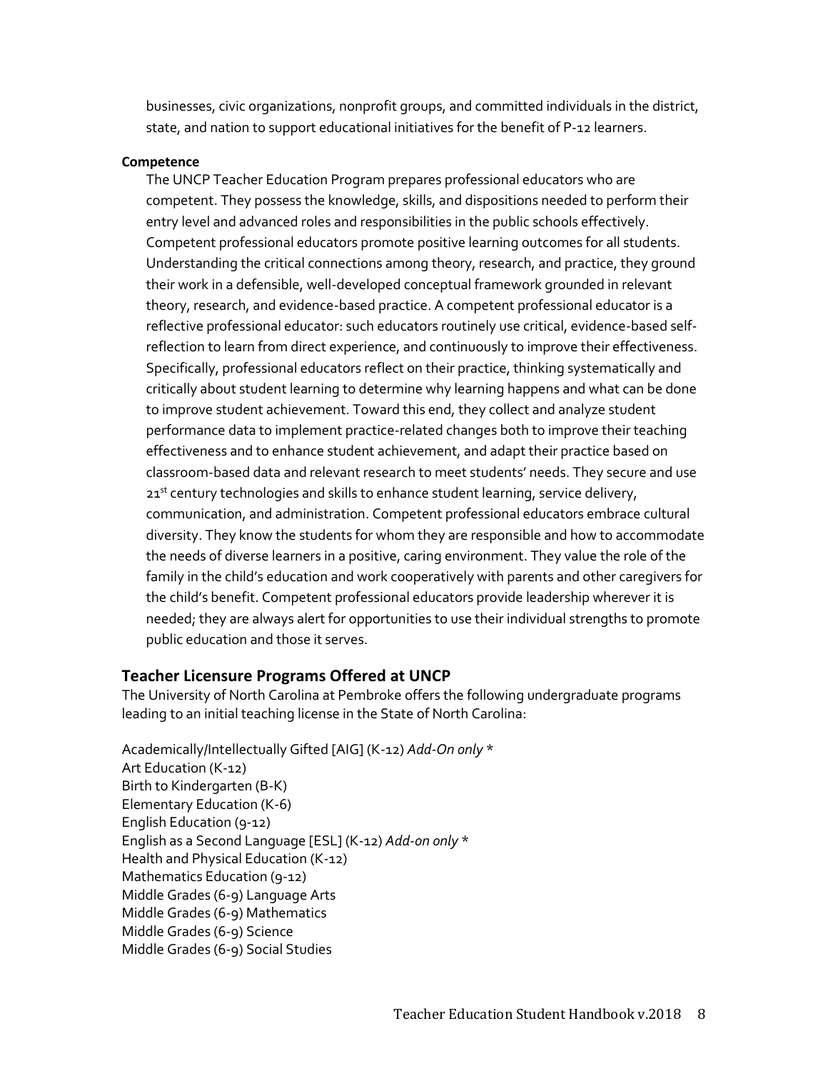businesses, civic organizations, nonprofit groups, and committed individuals in the district, state, and nation to support educational initiatives for the benefit of P-12 learners.

**Competence**

The UNCP Teacher Education Program prepares professional educators who are competent. They possess the knowledge, skills, and dispositions needed to perform their entry level and advanced roles and responsibilities in the public schools effectively. Competent professional educators promote positive learning outcomes for all students. Understanding the critical connections among theory, research, and practice, they ground their work in a defensible, well-developed conceptual framework grounded in relevant theory, research, and evidence-based practice. A competent professional educator is a reflective professional educator: such educators routinely use critical, evidence-based self-reflection to learn from direct experience, and continuously to improve their effectiveness. Specifically, professional educators reflect on their practice, thinking systematically and critically about student learning to determine why learning happens and what can be done to improve student achievement. Toward this end, they collect and analyze student performance data to implement practice-related changes both to improve their teaching effectiveness and to enhance student achievement, and adapt their practice based on classroom-based data and relevant research to meet students' needs. They secure and use 21st century technologies and skills to enhance student learning, service delivery, communication, and administration. Competent professional educators embrace cultural diversity. They know the students for whom they are responsible and how to accommodate the needs of diverse learners in a positive, caring environment. They value the role of the family in the child's education and work cooperatively with parents and other caregivers for the child's benefit. Competent professional educators provide leadership wherever it is needed; they are always alert for opportunities to use their individual strengths to promote public education and those it serves.

## Teacher Licensure Programs Offered at UNCP

The University of North Carolina at Pembroke offers the following undergraduate programs leading to an initial teaching license in the State of North Carolina:

Academically/Intellectually Gifted [AIG] (K-12) *Add-On only* *
Art Education (K-12)
Birth to Kindergarten (B-K)
Elementary Education (K-6)
English Education (9-12)
English as a Second Language [ESL] (K-12) *Add-on only* *
Health and Physical Education (K-12)
Mathematics Education (9-12)
Middle Grades (6-9) Language Arts
Middle Grades (6-9) Mathematics
Middle Grades (6-9) Science
Middle Grades (6-9) Social Studies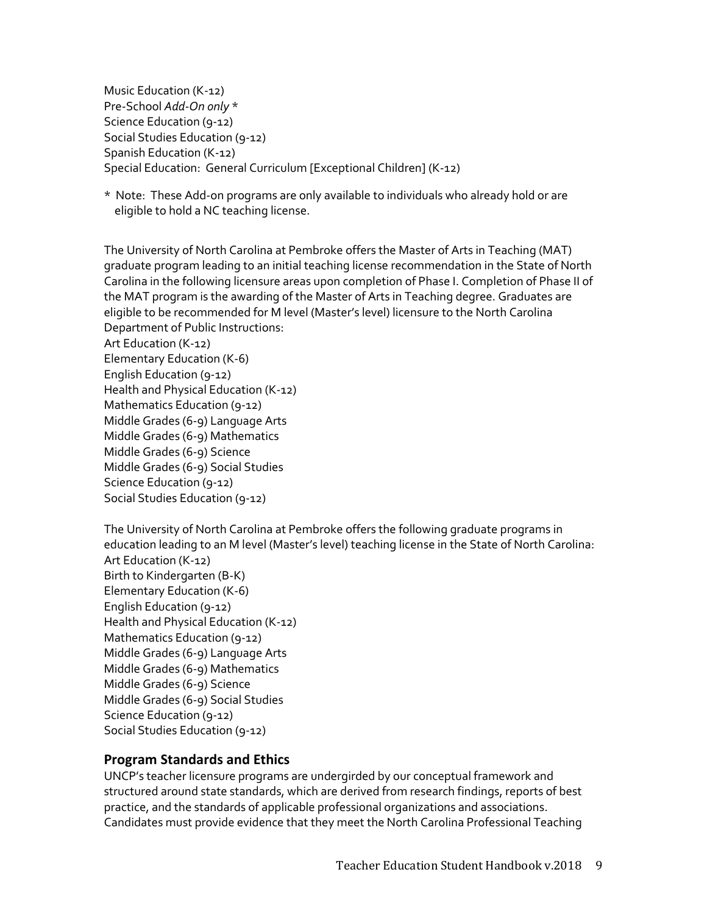Music Education (K-12)
Pre-School *Add-On only* *
Science Education (9-12)
Social Studies Education (9-12)
Spanish Education (K-12)
Special Education: General Curriculum [Exceptional Children] (K-12)

* Note: These Add-on programs are only available to individuals who already hold or are eligible to hold a NC teaching license.

The University of North Carolina at Pembroke offers the Master of Arts in Teaching (MAT) graduate program leading to an initial teaching license recommendation in the State of North Carolina in the following licensure areas upon completion of Phase I. Completion of Phase II of the MAT program is the awarding of the Master of Arts in Teaching degree. Graduates are eligible to be recommended for M level (Master's level) licensure to the North Carolina Department of Public Instructions:

Art Education (K-12)
Elementary Education (K-6)
English Education (9-12)
Health and Physical Education (K-12)
Mathematics Education (9-12)
Middle Grades (6-9) Language Arts
Middle Grades (6-9) Mathematics
Middle Grades (6-9) Science
Middle Grades (6-9) Social Studies
Science Education (9-12)
Social Studies Education (9-12)

The University of North Carolina at Pembroke offers the following graduate programs in education leading to an M level (Master's level) teaching license in the State of North Carolina:

Art Education (K-12)
Birth to Kindergarten (B-K)
Elementary Education (K-6)
English Education (9-12)
Health and Physical Education (K-12)
Mathematics Education (9-12)
Middle Grades (6-9) Language Arts
Middle Grades (6-9) Mathematics
Middle Grades (6-9) Science
Middle Grades (6-9) Social Studies
Science Education (9-12)
Social Studies Education (9-12)

## Program Standards and Ethics

UNCP's teacher licensure programs are undergirded by our conceptual framework and structured around state standards, which are derived from research findings, reports of best practice, and the standards of applicable professional organizations and associations. Candidates must provide evidence that they meet the North Carolina Professional Teaching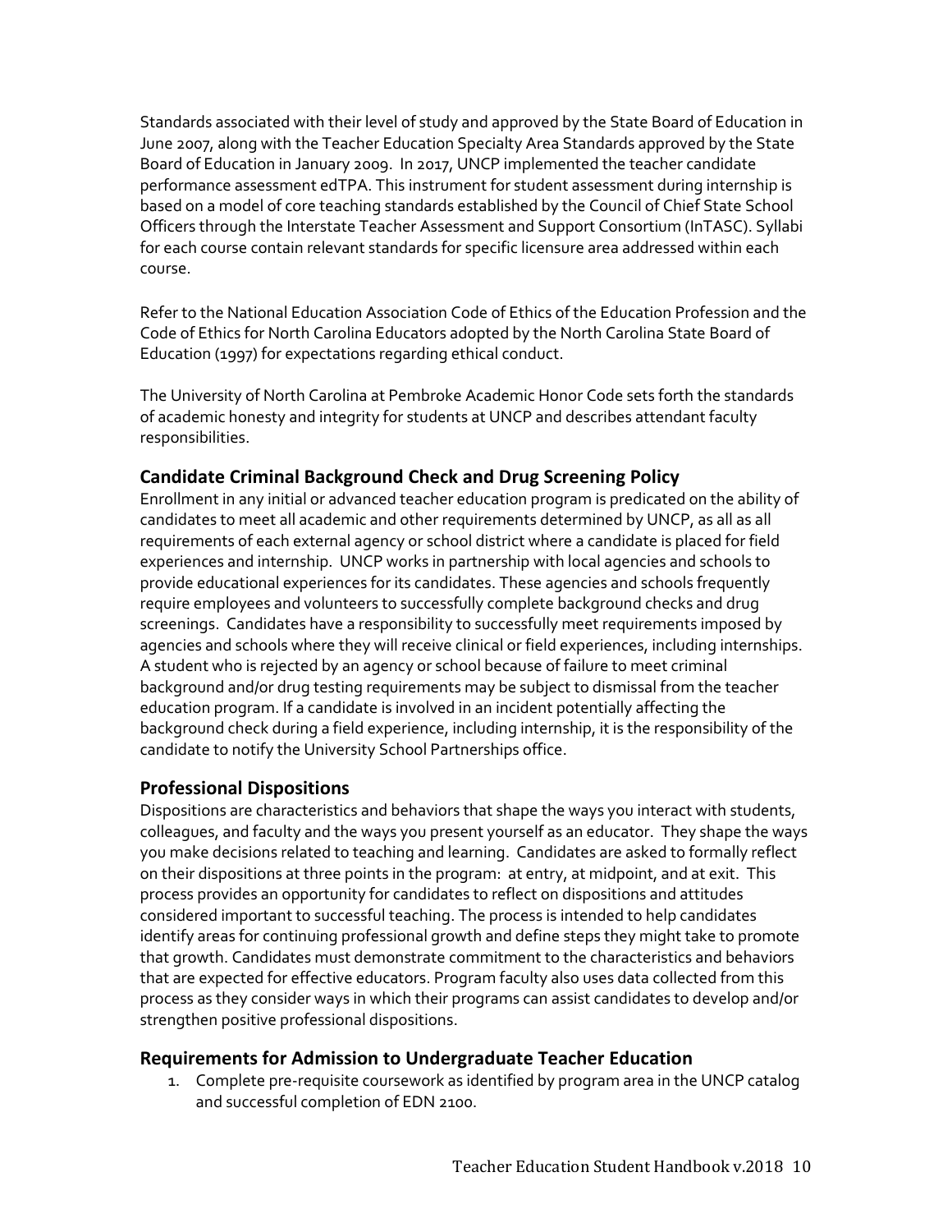Standards associated with their level of study and approved by the State Board of Education in June 2007, along with the Teacher Education Specialty Area Standards approved by the State Board of Education in January 2009. In 2017, UNCP implemented the teacher candidate performance assessment edTPA. This instrument for student assessment during internship is based on a model of core teaching standards established by the Council of Chief State School Officers through the Interstate Teacher Assessment and Support Consortium (InTASC). Syllabi for each course contain relevant standards for specific licensure area addressed within each course.

Refer to the National Education Association Code of Ethics of the Education Profession and the Code of Ethics for North Carolina Educators adopted by the North Carolina State Board of Education (1997) for expectations regarding ethical conduct.

The University of North Carolina at Pembroke Academic Honor Code sets forth the standards of academic honesty and integrity for students at UNCP and describes attendant faculty responsibilities.

### Candidate Criminal Background Check and Drug Screening Policy

Enrollment in any initial or advanced teacher education program is predicated on the ability of candidates to meet all academic and other requirements determined by UNCP, as all as all requirements of each external agency or school district where a candidate is placed for field experiences and internship. UNCP works in partnership with local agencies and schools to provide educational experiences for its candidates. These agencies and schools frequently require employees and volunteers to successfully complete background checks and drug screenings. Candidates have a responsibility to successfully meet requirements imposed by agencies and schools where they will receive clinical or field experiences, including internships. A student who is rejected by an agency or school because of failure to meet criminal background and/or drug testing requirements may be subject to dismissal from the teacher education program. If a candidate is involved in an incident potentially affecting the background check during a field experience, including internship, it is the responsibility of the candidate to notify the University School Partnerships office.

### Professional Dispositions

Dispositions are characteristics and behaviors that shape the ways you interact with students, colleagues, and faculty and the ways you present yourself as an educator. They shape the ways you make decisions related to teaching and learning. Candidates are asked to formally reflect on their dispositions at three points in the program: at entry, at midpoint, and at exit. This process provides an opportunity for candidates to reflect on dispositions and attitudes considered important to successful teaching. The process is intended to help candidates identify areas for continuing professional growth and define steps they might take to promote that growth. Candidates must demonstrate commitment to the characteristics and behaviors that are expected for effective educators. Program faculty also uses data collected from this process as they consider ways in which their programs can assist candidates to develop and/or strengthen positive professional dispositions.

### Requirements for Admission to Undergraduate Teacher Education

1. Complete pre-requisite coursework as identified by program area in the UNCP catalog and successful completion of EDN 2100.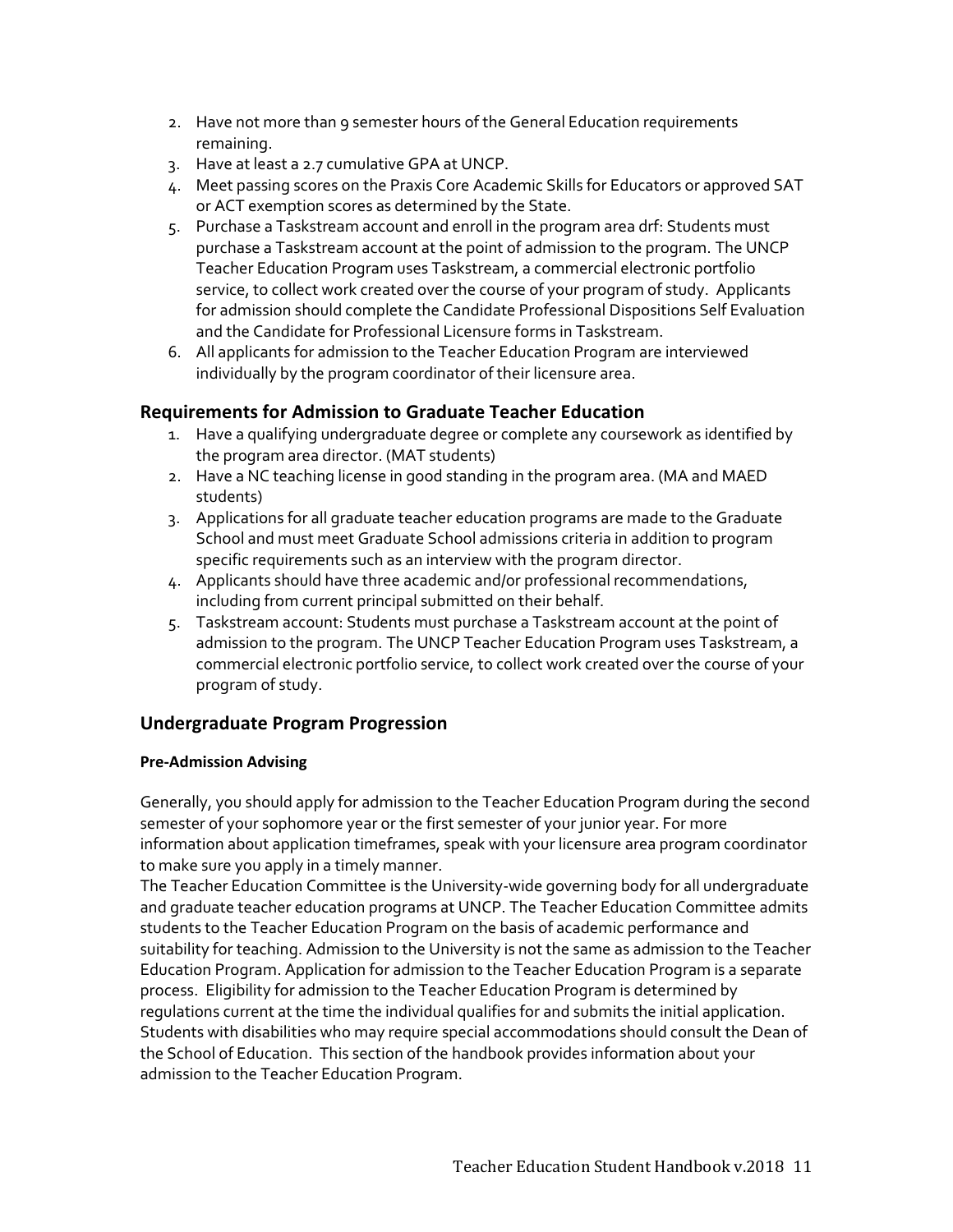2. Have not more than 9 semester hours of the General Education requirements remaining.
3. Have at least a 2.7 cumulative GPA at UNCP.
4. Meet passing scores on the Praxis Core Academic Skills for Educators or approved SAT or ACT exemption scores as determined by the State.
5. Purchase a Taskstream account and enroll in the program area drf: Students must purchase a Taskstream account at the point of admission to the program. The UNCP Teacher Education Program uses Taskstream, a commercial electronic portfolio service, to collect work created over the course of your program of study. Applicants for admission should complete the Candidate Professional Dispositions Self Evaluation and the Candidate for Professional Licensure forms in Taskstream.
6. All applicants for admission to the Teacher Education Program are interviewed individually by the program coordinator of their licensure area.

## Requirements for Admission to Graduate Teacher Education

1. Have a qualifying undergraduate degree or complete any coursework as identified by the program area director. (MAT students)
2. Have a NC teaching license in good standing in the program area. (MA and MAED students)
3. Applications for all graduate teacher education programs are made to the Graduate School and must meet Graduate School admissions criteria in addition to program specific requirements such as an interview with the program director.
4. Applicants should have three academic and/or professional recommendations, including from current principal submitted on their behalf.
5. Taskstream account: Students must purchase a Taskstream account at the point of admission to the program. The UNCP Teacher Education Program uses Taskstream, a commercial electronic portfolio service, to collect work created over the course of your program of study.

## Undergraduate Program Progression

#### Pre-Admission Advising

Generally, you should apply for admission to the Teacher Education Program during the second semester of your sophomore year or the first semester of your junior year. For more information about application timeframes, speak with your licensure area program coordinator to make sure you apply in a timely manner.

The Teacher Education Committee is the University-wide governing body for all undergraduate and graduate teacher education programs at UNCP. The Teacher Education Committee admits students to the Teacher Education Program on the basis of academic performance and suitability for teaching. Admission to the University is not the same as admission to the Teacher Education Program. Application for admission to the Teacher Education Program is a separate process. Eligibility for admission to the Teacher Education Program is determined by regulations current at the time the individual qualifies for and submits the initial application. Students with disabilities who may require special accommodations should consult the Dean of the School of Education. This section of the handbook provides information about your admission to the Teacher Education Program.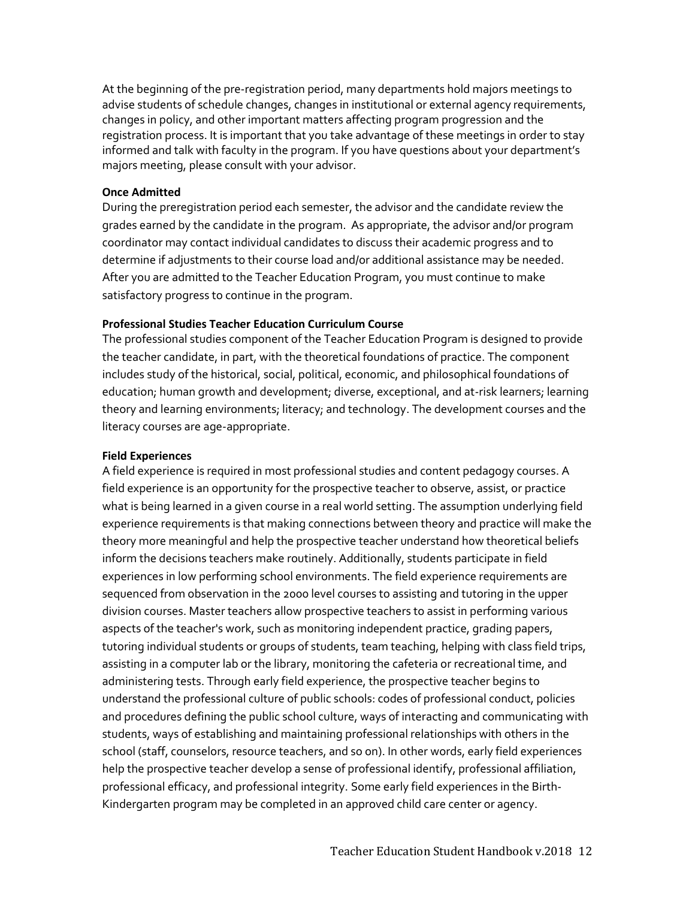At the beginning of the pre-registration period, many departments hold majors meetings to advise students of schedule changes, changes in institutional or external agency requirements, changes in policy, and other important matters affecting program progression and the registration process. It is important that you take advantage of these meetings in order to stay informed and talk with faculty in the program. If you have questions about your department's majors meeting, please consult with your advisor.

**Once Admitted**

During the preregistration period each semester, the advisor and the candidate review the grades earned by the candidate in the program. As appropriate, the advisor and/or program coordinator may contact individual candidates to discuss their academic progress and to determine if adjustments to their course load and/or additional assistance may be needed. After you are admitted to the Teacher Education Program, you must continue to make satisfactory progress to continue in the program.

**Professional Studies Teacher Education Curriculum Course**

The professional studies component of the Teacher Education Program is designed to provide the teacher candidate, in part, with the theoretical foundations of practice. The component includes study of the historical, social, political, economic, and philosophical foundations of education; human growth and development; diverse, exceptional, and at-risk learners; learning theory and learning environments; literacy; and technology. The development courses and the literacy courses are age-appropriate.

**Field Experiences**

A field experience is required in most professional studies and content pedagogy courses. A field experience is an opportunity for the prospective teacher to observe, assist, or practice what is being learned in a given course in a real world setting. The assumption underlying field experience requirements is that making connections between theory and practice will make the theory more meaningful and help the prospective teacher understand how theoretical beliefs inform the decisions teachers make routinely. Additionally, students participate in field experiences in low performing school environments. The field experience requirements are sequenced from observation in the 2000 level courses to assisting and tutoring in the upper division courses. Master teachers allow prospective teachers to assist in performing various aspects of the teacher's work, such as monitoring independent practice, grading papers, tutoring individual students or groups of students, team teaching, helping with class field trips, assisting in a computer lab or the library, monitoring the cafeteria or recreational time, and administering tests. Through early field experience, the prospective teacher begins to understand the professional culture of public schools: codes of professional conduct, policies and procedures defining the public school culture, ways of interacting and communicating with students, ways of establishing and maintaining professional relationships with others in the school (staff, counselors, resource teachers, and so on). In other words, early field experiences help the prospective teacher develop a sense of professional identify, professional affiliation, professional efficacy, and professional integrity. Some early field experiences in the Birth-Kindergarten program may be completed in an approved child care center or agency.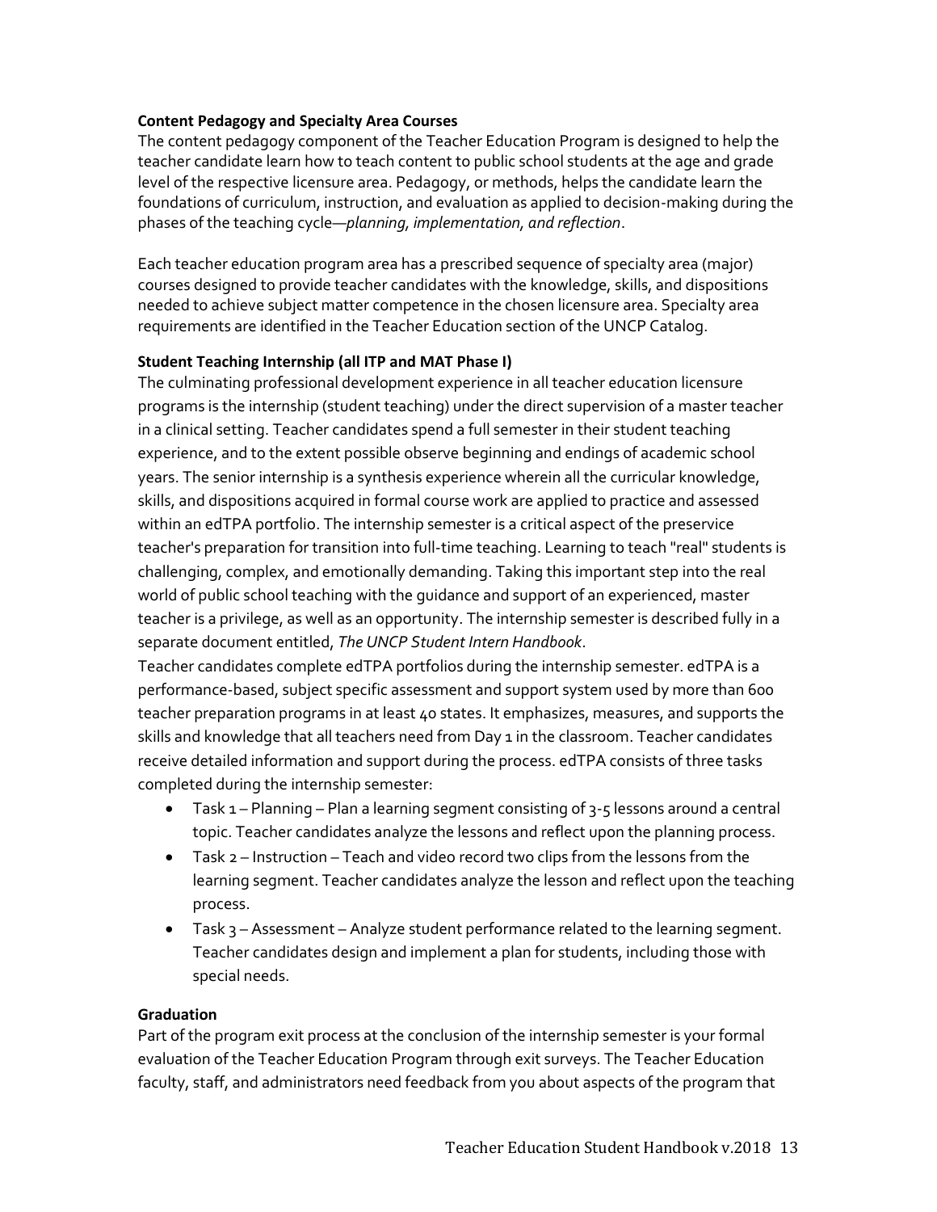**Content Pedagogy and Specialty Area Courses**

The content pedagogy component of the Teacher Education Program is designed to help the teacher candidate learn how to teach content to public school students at the age and grade level of the respective licensure area. Pedagogy, or methods, helps the candidate learn the foundations of curriculum, instruction, and evaluation as applied to decision-making during the phases of the teaching cycle—*planning, implementation, and reflection*.

Each teacher education program area has a prescribed sequence of specialty area (major) courses designed to provide teacher candidates with the knowledge, skills, and dispositions needed to achieve subject matter competence in the chosen licensure area. Specialty area requirements are identified in the Teacher Education section of the UNCP Catalog.

**Student Teaching Internship (all ITP and MAT Phase I)**

The culminating professional development experience in all teacher education licensure programs is the internship (student teaching) under the direct supervision of a master teacher in a clinical setting. Teacher candidates spend a full semester in their student teaching experience, and to the extent possible observe beginning and endings of academic school years. The senior internship is a synthesis experience wherein all the curricular knowledge, skills, and dispositions acquired in formal course work are applied to practice and assessed within an edTPA portfolio. The internship semester is a critical aspect of the preservice teacher's preparation for transition into full-time teaching. Learning to teach "real" students is challenging, complex, and emotionally demanding. Taking this important step into the real world of public school teaching with the guidance and support of an experienced, master teacher is a privilege, as well as an opportunity. The internship semester is described fully in a separate document entitled, *The UNCP Student Intern Handbook*.

Teacher candidates complete edTPA portfolios during the internship semester. edTPA is a performance-based, subject specific assessment and support system used by more than 600 teacher preparation programs in at least 40 states. It emphasizes, measures, and supports the skills and knowledge that all teachers need from Day 1 in the classroom. Teacher candidates receive detailed information and support during the process. edTPA consists of three tasks completed during the internship semester:

- Task 1 – Planning – Plan a learning segment consisting of 3-5 lessons around a central topic. Teacher candidates analyze the lessons and reflect upon the planning process.
- Task 2 – Instruction – Teach and video record two clips from the lessons from the learning segment. Teacher candidates analyze the lesson and reflect upon the teaching process.
- Task 3 – Assessment – Analyze student performance related to the learning segment. Teacher candidates design and implement a plan for students, including those with special needs.

**Graduation**

Part of the program exit process at the conclusion of the internship semester is your formal evaluation of the Teacher Education Program through exit surveys. The Teacher Education faculty, staff, and administrators need feedback from you about aspects of the program that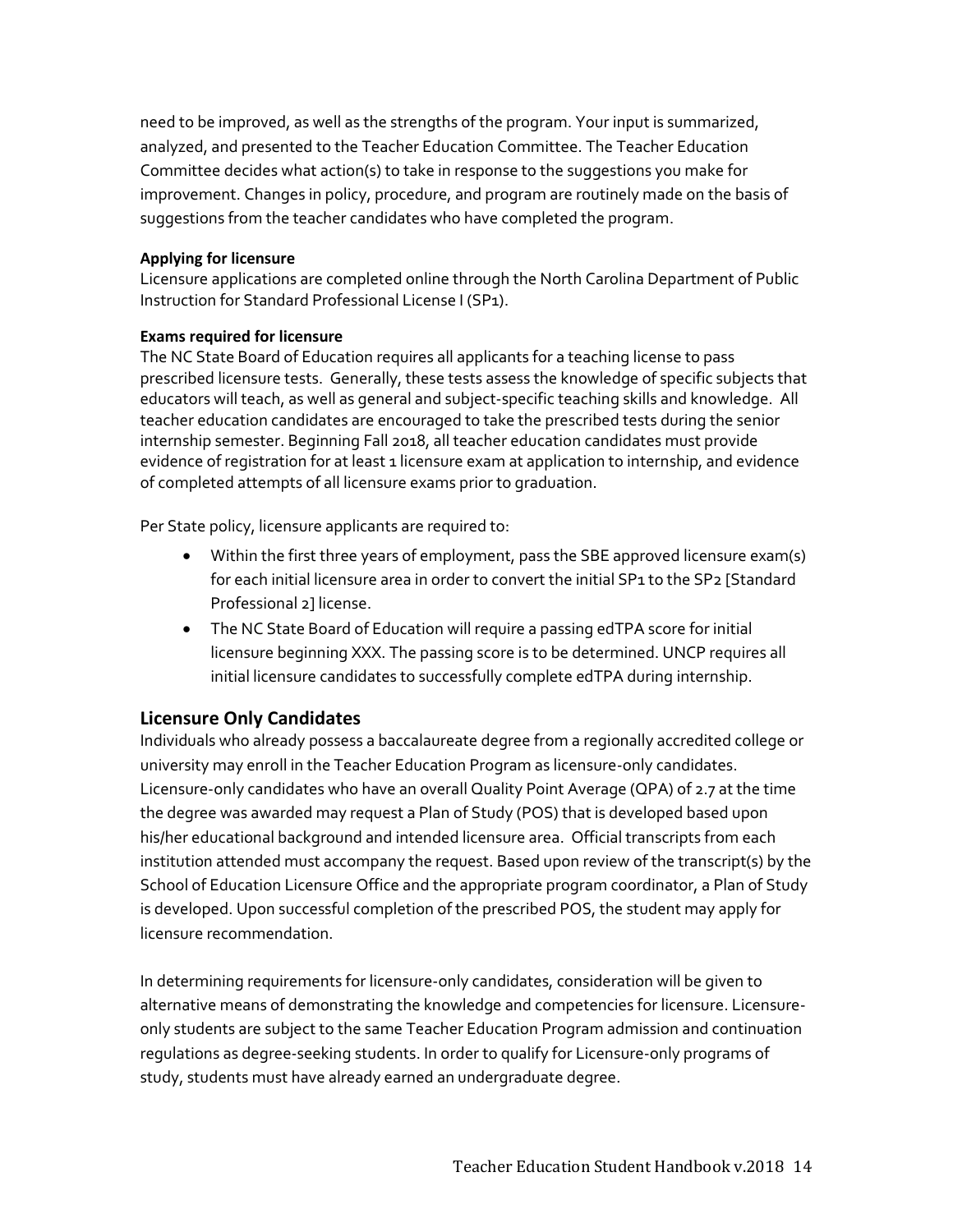need to be improved, as well as the strengths of the program. Your input is summarized, analyzed, and presented to the Teacher Education Committee. The Teacher Education Committee decides what action(s) to take in response to the suggestions you make for improvement. Changes in policy, procedure, and program are routinely made on the basis of suggestions from the teacher candidates who have completed the program.

**Applying for licensure**

Licensure applications are completed online through the North Carolina Department of Public Instruction for Standard Professional License I (SP1).

**Exams required for licensure**

The NC State Board of Education requires all applicants for a teaching license to pass prescribed licensure tests. Generally, these tests assess the knowledge of specific subjects that educators will teach, as well as general and subject-specific teaching skills and knowledge. All teacher education candidates are encouraged to take the prescribed tests during the senior internship semester. Beginning Fall 2018, all teacher education candidates must provide evidence of registration for at least 1 licensure exam at application to internship, and evidence of completed attempts of all licensure exams prior to graduation.

Per State policy, licensure applicants are required to:

- Within the first three years of employment, pass the SBE approved licensure exam(s) for each initial licensure area in order to convert the initial SP1 to the SP2 [Standard Professional 2] license.
- The NC State Board of Education will require a passing edTPA score for initial licensure beginning XXX. The passing score is to be determined. UNCP requires all initial licensure candidates to successfully complete edTPA during internship.

## Licensure Only Candidates

Individuals who already possess a baccalaureate degree from a regionally accredited college or university may enroll in the Teacher Education Program as licensure-only candidates. Licensure-only candidates who have an overall Quality Point Average (QPA) of 2.7 at the time the degree was awarded may request a Plan of Study (POS) that is developed based upon his/her educational background and intended licensure area. Official transcripts from each institution attended must accompany the request. Based upon review of the transcript(s) by the School of Education Licensure Office and the appropriate program coordinator, a Plan of Study is developed. Upon successful completion of the prescribed POS, the student may apply for licensure recommendation.

In determining requirements for licensure-only candidates, consideration will be given to alternative means of demonstrating the knowledge and competencies for licensure. Licensure-only students are subject to the same Teacher Education Program admission and continuation regulations as degree-seeking students. In order to qualify for Licensure-only programs of study, students must have already earned an undergraduate degree.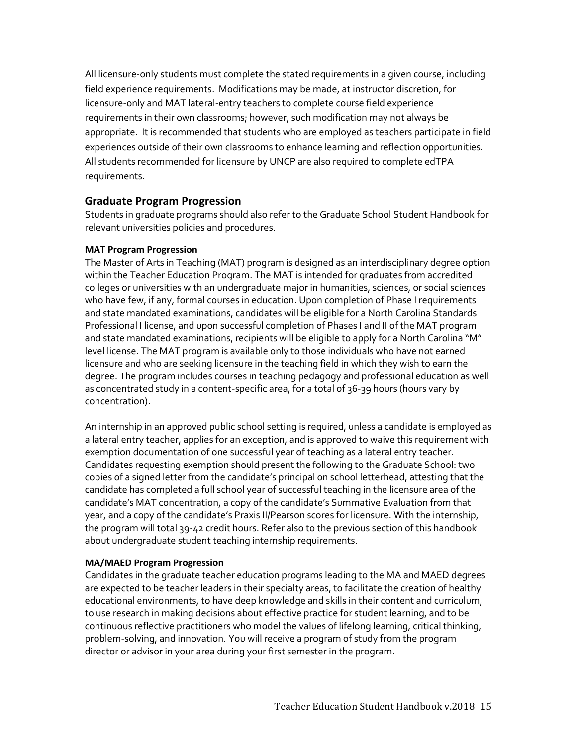All licensure-only students must complete the stated requirements in a given course, including field experience requirements. Modifications may be made, at instructor discretion, for licensure-only and MAT lateral-entry teachers to complete course field experience requirements in their own classrooms; however, such modification may not always be appropriate. It is recommended that students who are employed as teachers participate in field experiences outside of their own classrooms to enhance learning and reflection opportunities. All students recommended for licensure by UNCP are also required to complete edTPA requirements.

## Graduate Program Progression

Students in graduate programs should also refer to the Graduate School Student Handbook for relevant universities policies and procedures.

#### MAT Program Progression

The Master of Arts in Teaching (MAT) program is designed as an interdisciplinary degree option within the Teacher Education Program. The MAT is intended for graduates from accredited colleges or universities with an undergraduate major in humanities, sciences, or social sciences who have few, if any, formal courses in education. Upon completion of Phase I requirements and state mandated examinations, candidates will be eligible for a North Carolina Standards Professional I license, and upon successful completion of Phases I and II of the MAT program and state mandated examinations, recipients will be eligible to apply for a North Carolina "M" level license. The MAT program is available only to those individuals who have not earned licensure and who are seeking licensure in the teaching field in which they wish to earn the degree. The program includes courses in teaching pedagogy and professional education as well as concentrated study in a content-specific area, for a total of 36-39 hours (hours vary by concentration).

An internship in an approved public school setting is required, unless a candidate is employed as a lateral entry teacher, applies for an exception, and is approved to waive this requirement with exemption documentation of one successful year of teaching as a lateral entry teacher. Candidates requesting exemption should present the following to the Graduate School: two copies of a signed letter from the candidate's principal on school letterhead, attesting that the candidate has completed a full school year of successful teaching in the licensure area of the candidate's MAT concentration, a copy of the candidate's Summative Evaluation from that year, and a copy of the candidate's Praxis II/Pearson scores for licensure. With the internship, the program will total 39-42 credit hours. Refer also to the previous section of this handbook about undergraduate student teaching internship requirements.

#### MA/MAED Program Progression

Candidates in the graduate teacher education programs leading to the MA and MAED degrees are expected to be teacher leaders in their specialty areas, to facilitate the creation of healthy educational environments, to have deep knowledge and skills in their content and curriculum, to use research in making decisions about effective practice for student learning, and to be continuous reflective practitioners who model the values of lifelong learning, critical thinking, problem-solving, and innovation. You will receive a program of study from the program director or advisor in your area during your first semester in the program.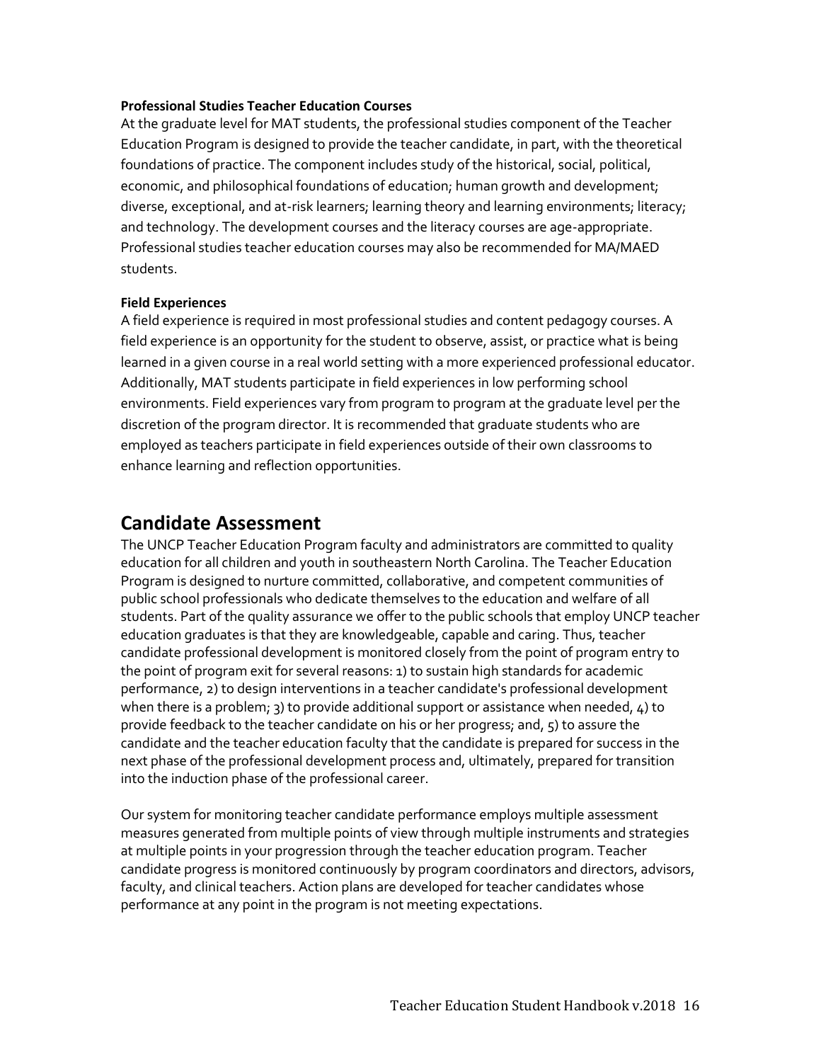**Professional Studies Teacher Education Courses**

At the graduate level for MAT students, the professional studies component of the Teacher Education Program is designed to provide the teacher candidate, in part, with the theoretical foundations of practice. The component includes study of the historical, social, political, economic, and philosophical foundations of education; human growth and development; diverse, exceptional, and at-risk learners; learning theory and learning environments; literacy; and technology. The development courses and the literacy courses are age-appropriate. Professional studies teacher education courses may also be recommended for MA/MAED students.

**Field Experiences**

A field experience is required in most professional studies and content pedagogy courses. A field experience is an opportunity for the student to observe, assist, or practice what is being learned in a given course in a real world setting with a more experienced professional educator. Additionally, MAT students participate in field experiences in low performing school environments. Field experiences vary from program to program at the graduate level per the discretion of the program director. It is recommended that graduate students who are employed as teachers participate in field experiences outside of their own classrooms to enhance learning and reflection opportunities.

## Candidate Assessment

The UNCP Teacher Education Program faculty and administrators are committed to quality education for all children and youth in southeastern North Carolina. The Teacher Education Program is designed to nurture committed, collaborative, and competent communities of public school professionals who dedicate themselves to the education and welfare of all students. Part of the quality assurance we offer to the public schools that employ UNCP teacher education graduates is that they are knowledgeable, capable and caring. Thus, teacher candidate professional development is monitored closely from the point of program entry to the point of program exit for several reasons: 1) to sustain high standards for academic performance, 2) to design interventions in a teacher candidate's professional development when there is a problem; 3) to provide additional support or assistance when needed, 4) to provide feedback to the teacher candidate on his or her progress; and, 5) to assure the candidate and the teacher education faculty that the candidate is prepared for success in the next phase of the professional development process and, ultimately, prepared for transition into the induction phase of the professional career.

Our system for monitoring teacher candidate performance employs multiple assessment measures generated from multiple points of view through multiple instruments and strategies at multiple points in your progression through the teacher education program. Teacher candidate progress is monitored continuously by program coordinators and directors, advisors, faculty, and clinical teachers. Action plans are developed for teacher candidates whose performance at any point in the program is not meeting expectations.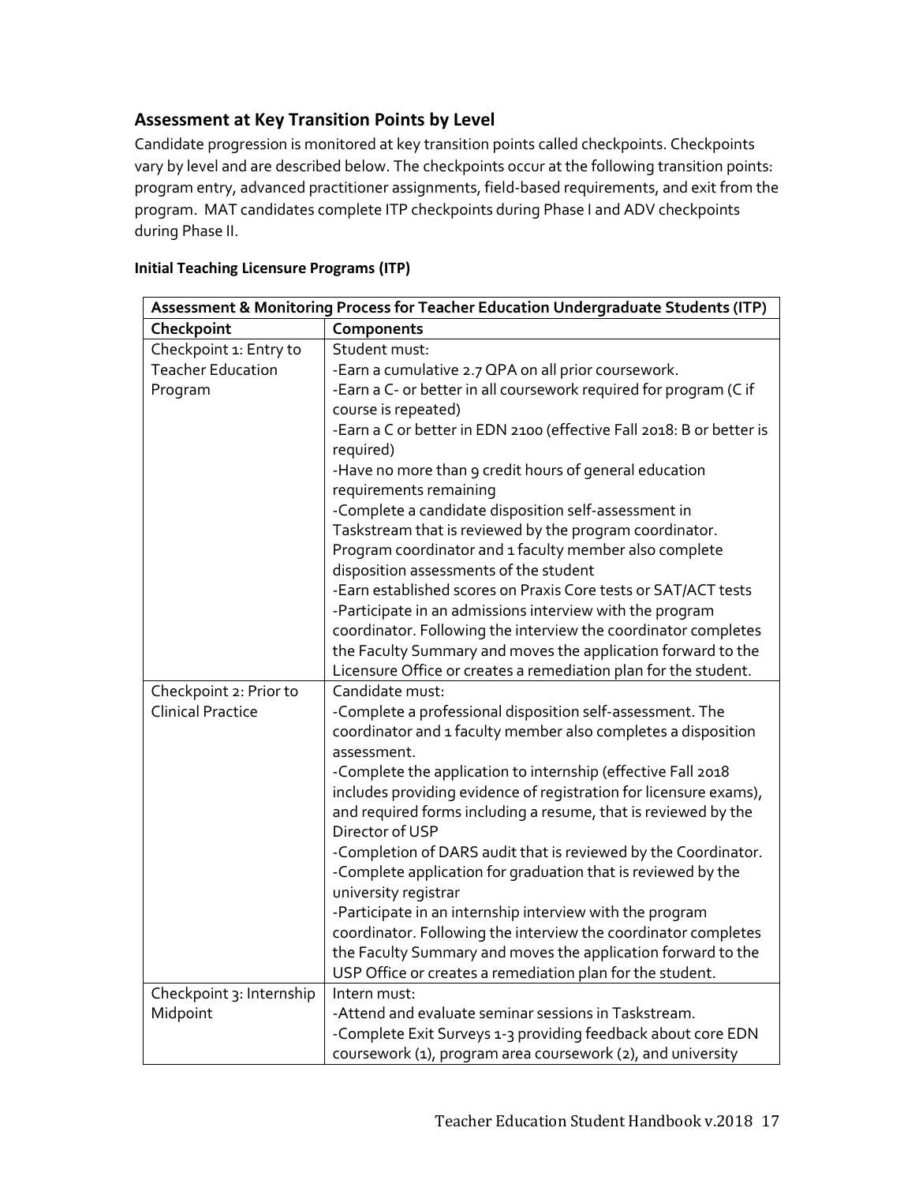## Assessment at Key Transition Points by Level

Candidate progression is monitored at key transition points called checkpoints. Checkpoints vary by level and are described below. The checkpoints occur at the following transition points: program entry, advanced practitioner assignments, field-based requirements, and exit from the program. MAT candidates complete ITP checkpoints during Phase I and ADV checkpoints during Phase II.

### Initial Teaching Licensure Programs (ITP)

| Assessment & Monitoring Process for Teacher Education Undergraduate Students (ITP) | |
|---|---|
| **Checkpoint** | **Components** |
| Checkpoint 1: Entry to Teacher Education Program | Student must:<br>-Earn a cumulative 2.7 QPA on all prior coursework.<br>-Earn a C- or better in all coursework required for program (C if course is repeated)<br>-Earn a C or better in EDN 2100 (effective Fall 2018: B or better is required)<br>-Have no more than 9 credit hours of general education requirements remaining<br>-Complete a candidate disposition self-assessment in Taskstream that is reviewed by the program coordinator. Program coordinator and 1 faculty member also complete disposition assessments of the student<br>-Earn established scores on Praxis Core tests or SAT/ACT tests<br>-Participate in an admissions interview with the program coordinator. Following the interview the coordinator completes the Faculty Summary and moves the application forward to the Licensure Office or creates a remediation plan for the student. |
| Checkpoint 2: Prior to Clinical Practice | Candidate must:<br>-Complete a professional disposition self-assessment. The coordinator and 1 faculty member also completes a disposition assessment.<br>-Complete the application to internship (effective Fall 2018 includes providing evidence of registration for licensure exams), and required forms including a resume, that is reviewed by the Director of USP<br>-Completion of DARS audit that is reviewed by the Coordinator.<br>-Complete application for graduation that is reviewed by the university registrar<br>-Participate in an internship interview with the program coordinator. Following the interview the coordinator completes the Faculty Summary and moves the application forward to the USP Office or creates a remediation plan for the student. |
| Checkpoint 3: Internship Midpoint | Intern must:<br>-Attend and evaluate seminar sessions in Taskstream.<br>-Complete Exit Surveys 1-3 providing feedback about core EDN coursework (1), program area coursework (2), and university |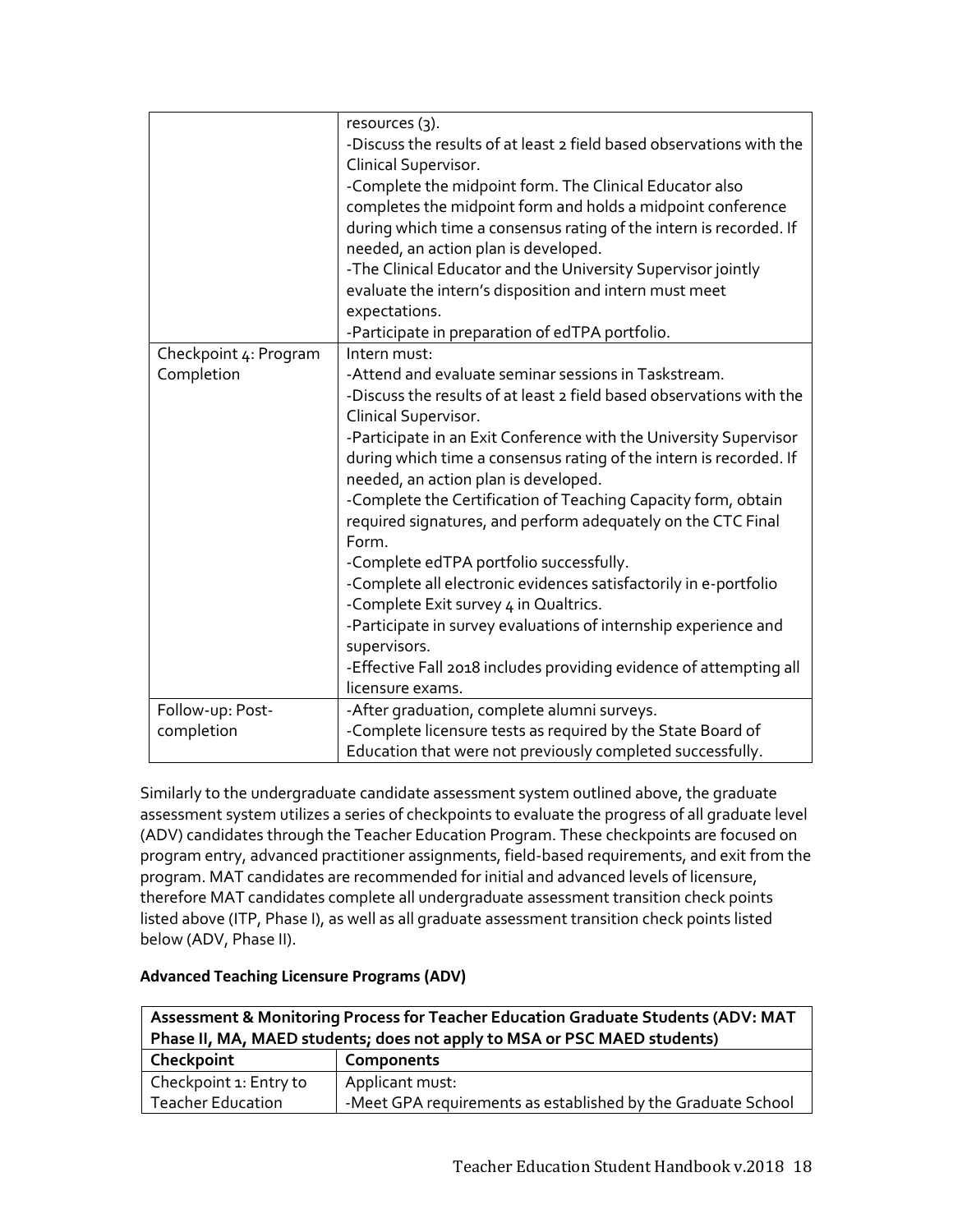| | |
|---|---|
| | resources (3).<br>-Discuss the results of at least 2 field based observations with the Clinical Supervisor.<br>-Complete the midpoint form. The Clinical Educator also completes the midpoint form and holds a midpoint conference during which time a consensus rating of the intern is recorded. If needed, an action plan is developed.<br>-The Clinical Educator and the University Supervisor jointly evaluate the intern's disposition and intern must meet expectations.<br>-Participate in preparation of edTPA portfolio. |
| Checkpoint 4: Program Completion | Intern must:<br>-Attend and evaluate seminar sessions in Taskstream.<br>-Discuss the results of at least 2 field based observations with the Clinical Supervisor.<br>-Participate in an Exit Conference with the University Supervisor during which time a consensus rating of the intern is recorded. If needed, an action plan is developed.<br>-Complete the Certification of Teaching Capacity form, obtain required signatures, and perform adequately on the CTC Final Form.<br>-Complete edTPA portfolio successfully.<br>-Complete all electronic evidences satisfactorily in e-portfolio<br>-Complete Exit survey 4 in Qualtrics.<br>-Participate in survey evaluations of internship experience and supervisors.<br>-Effective Fall 2018 includes providing evidence of attempting all licensure exams. |
| Follow-up: Post-completion | -After graduation, complete alumni surveys.<br>-Complete licensure tests as required by the State Board of Education that were not previously completed successfully. |

Similarly to the undergraduate candidate assessment system outlined above, the graduate assessment system utilizes a series of checkpoints to evaluate the progress of all graduate level (ADV) candidates through the Teacher Education Program. These checkpoints are focused on program entry, advanced practitioner assignments, field-based requirements, and exit from the program. MAT candidates are recommended for initial and advanced levels of licensure, therefore MAT candidates complete all undergraduate assessment transition check points listed above (ITP, Phase I), as well as all graduate assessment transition check points listed below (ADV, Phase II).

**Advanced Teaching Licensure Programs (ADV)**

| **Assessment & Monitoring Process for Teacher Education Graduate Students (ADV: MAT Phase II, MA, MAED students; does not apply to MSA or PSC MAED students)** | |
|---|---|
| **Checkpoint** | **Components** |
| Checkpoint 1: Entry to Teacher Education | Applicant must:<br>-Meet GPA requirements as established by the Graduate School |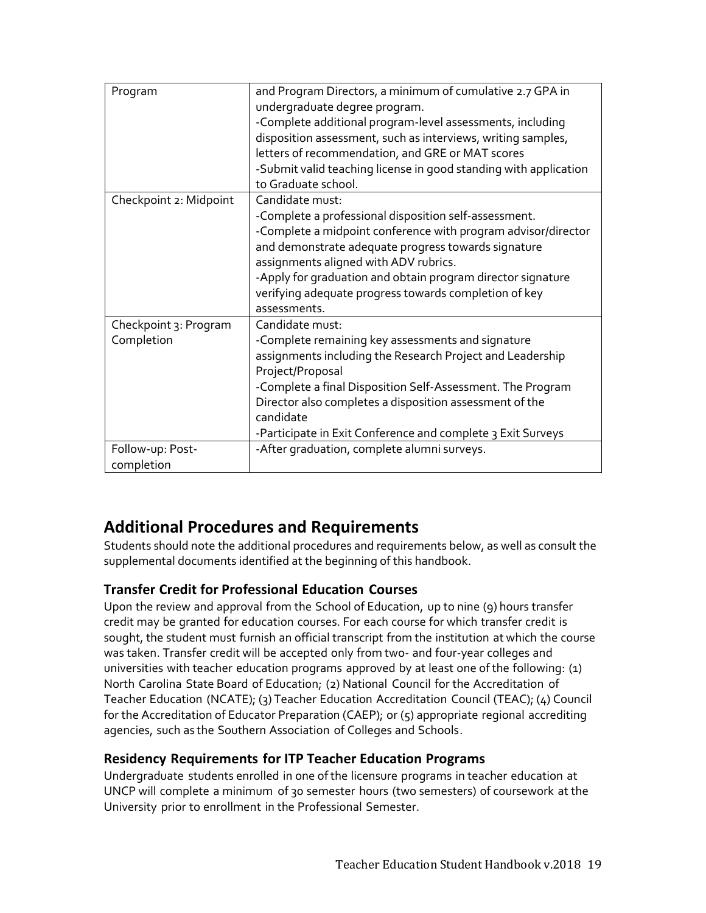| Program | and Program Directors, a minimum of cumulative 2.7 GPA in undergraduate degree program.<br>-Complete additional program-level assessments, including disposition assessment, such as interviews, writing samples, letters of recommendation, and GRE or MAT scores<br>-Submit valid teaching license in good standing with application to Graduate school. |
|---|---|
| Checkpoint 2: Midpoint | Candidate must:<br>-Complete a professional disposition self-assessment.<br>-Complete a midpoint conference with program advisor/director and demonstrate adequate progress towards signature assignments aligned with ADV rubrics.<br>-Apply for graduation and obtain program director signature verifying adequate progress towards completion of key assessments. |
| Checkpoint 3: Program Completion | Candidate must:<br>-Complete remaining key assessments and signature assignments including the Research Project and Leadership Project/Proposal<br>-Complete a final Disposition Self-Assessment. The Program Director also completes a disposition assessment of the candidate<br>-Participate in Exit Conference and complete 3 Exit Surveys |
| Follow-up: Post-completion | -After graduation, complete alumni surveys. |

## Additional Procedures and Requirements

Students should note the additional procedures and requirements below, as well as consult the supplemental documents identified at the beginning of this handbook.

### Transfer Credit for Professional Education Courses

Upon the review and approval from the School of Education, up to nine (9) hours transfer credit may be granted for education courses. For each course for which transfer credit is sought, the student must furnish an official transcript from the institution at which the course was taken. Transfer credit will be accepted only from two- and four-year colleges and universities with teacher education programs approved by at least one of the following: (1) North Carolina State Board of Education; (2) National Council for the Accreditation of Teacher Education (NCATE); (3) Teacher Education Accreditation Council (TEAC); (4) Council for the Accreditation of Educator Preparation (CAEP); or (5) appropriate regional accrediting agencies, such as the Southern Association of Colleges and Schools.

### Residency Requirements for ITP Teacher Education Programs

Undergraduate students enrolled in one of the licensure programs in teacher education at UNCP will complete a minimum of 30 semester hours (two semesters) of coursework at the University prior to enrollment in the Professional Semester.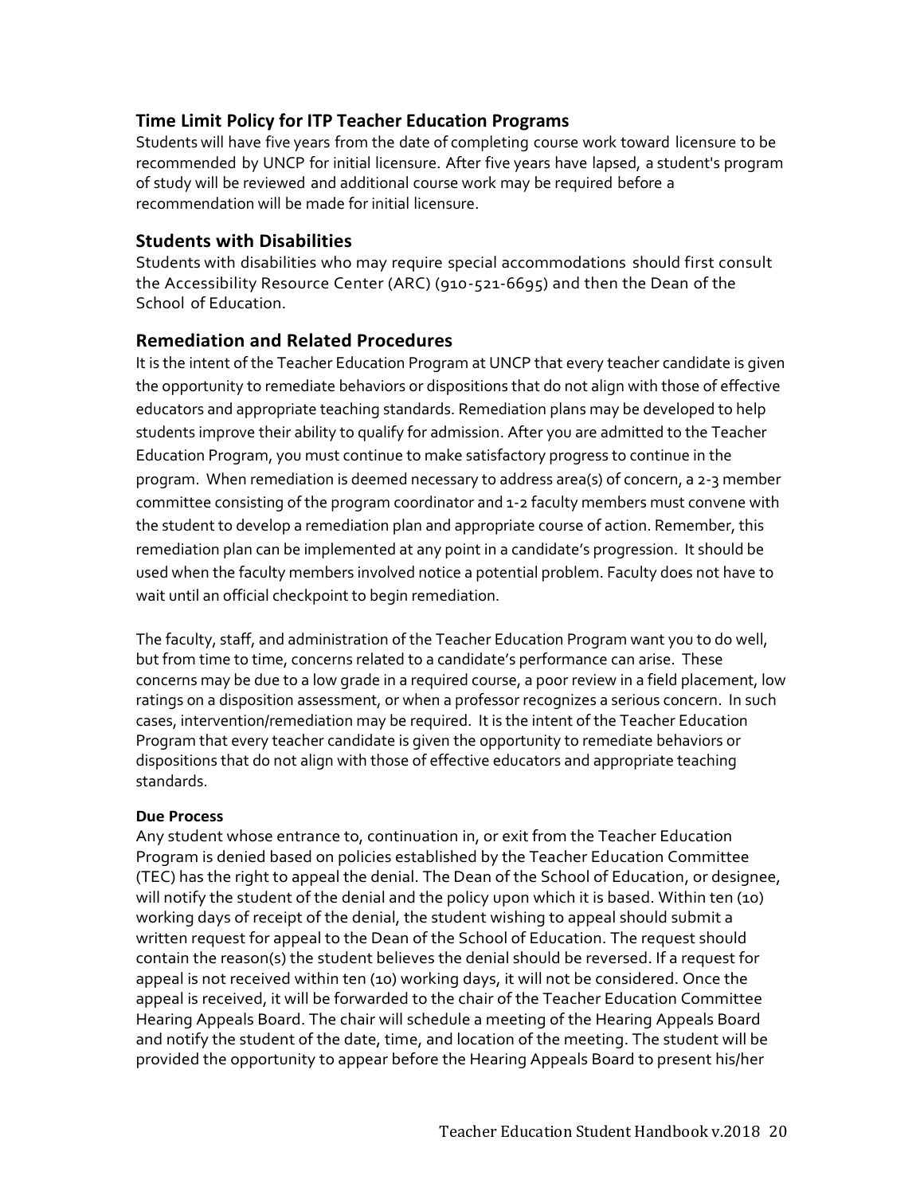## Time Limit Policy for ITP Teacher Education Programs

Students will have five years from the date of completing course work toward licensure to be recommended by UNCP for initial licensure. After five years have lapsed, a student's program of study will be reviewed and additional course work may be required before a recommendation will be made for initial licensure.

## Students with Disabilities

Students with disabilities who may require special accommodations should first consult the Accessibility Resource Center (ARC) (910-521-6695) and then the Dean of the School of Education.

## Remediation and Related Procedures

It is the intent of the Teacher Education Program at UNCP that every teacher candidate is given the opportunity to remediate behaviors or dispositions that do not align with those of effective educators and appropriate teaching standards. Remediation plans may be developed to help students improve their ability to qualify for admission. After you are admitted to the Teacher Education Program, you must continue to make satisfactory progress to continue in the program. When remediation is deemed necessary to address area(s) of concern, a 2-3 member committee consisting of the program coordinator and 1-2 faculty members must convene with the student to develop a remediation plan and appropriate course of action. Remember, this remediation plan can be implemented at any point in a candidate's progression. It should be used when the faculty members involved notice a potential problem. Faculty does not have to wait until an official checkpoint to begin remediation.

The faculty, staff, and administration of the Teacher Education Program want you to do well, but from time to time, concerns related to a candidate's performance can arise. These concerns may be due to a low grade in a required course, a poor review in a field placement, low ratings on a disposition assessment, or when a professor recognizes a serious concern. In such cases, intervention/remediation may be required. It is the intent of the Teacher Education Program that every teacher candidate is given the opportunity to remediate behaviors or dispositions that do not align with those of effective educators and appropriate teaching standards.

**Due Process**

Any student whose entrance to, continuation in, or exit from the Teacher Education Program is denied based on policies established by the Teacher Education Committee (TEC) has the right to appeal the denial. The Dean of the School of Education, or designee, will notify the student of the denial and the policy upon which it is based. Within ten (10) working days of receipt of the denial, the student wishing to appeal should submit a written request for appeal to the Dean of the School of Education. The request should contain the reason(s) the student believes the denial should be reversed. If a request for appeal is not received within ten (10) working days, it will not be considered. Once the appeal is received, it will be forwarded to the chair of the Teacher Education Committee Hearing Appeals Board. The chair will schedule a meeting of the Hearing Appeals Board and notify the student of the date, time, and location of the meeting. The student will be provided the opportunity to appear before the Hearing Appeals Board to present his/her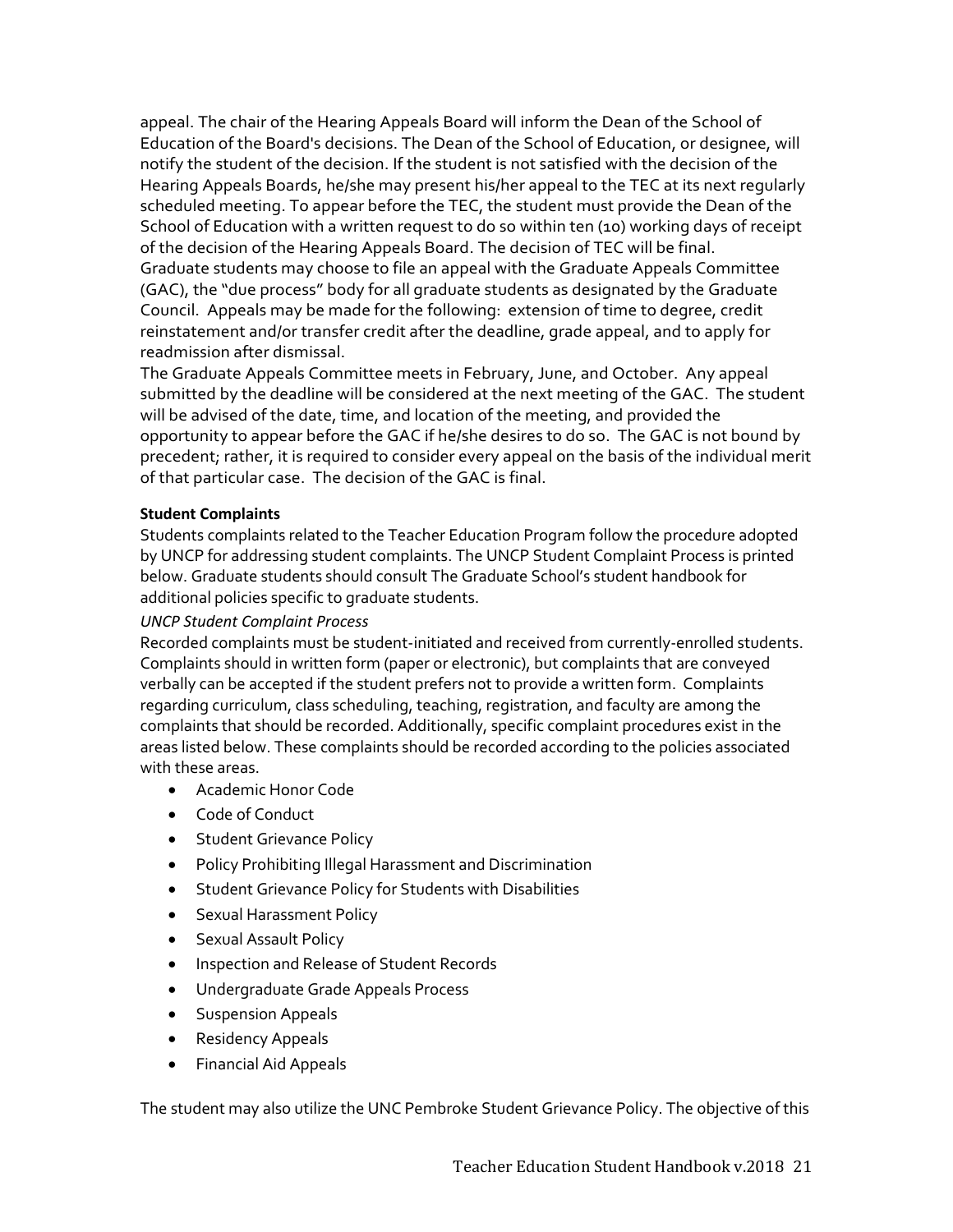appeal. The chair of the Hearing Appeals Board will inform the Dean of the School of Education of the Board's decisions. The Dean of the School of Education, or designee, will notify the student of the decision. If the student is not satisfied with the decision of the Hearing Appeals Boards, he/she may present his/her appeal to the TEC at its next regularly scheduled meeting. To appear before the TEC, the student must provide the Dean of the School of Education with a written request to do so within ten (10) working days of receipt of the decision of the Hearing Appeals Board. The decision of TEC will be final.
Graduate students may choose to file an appeal with the Graduate Appeals Committee (GAC), the "due process" body for all graduate students as designated by the Graduate Council. Appeals may be made for the following: extension of time to degree, credit reinstatement and/or transfer credit after the deadline, grade appeal, and to apply for readmission after dismissal.
The Graduate Appeals Committee meets in February, June, and October. Any appeal submitted by the deadline will be considered at the next meeting of the GAC. The student will be advised of the date, time, and location of the meeting, and provided the opportunity to appear before the GAC if he/she desires to do so. The GAC is not bound by precedent; rather, it is required to consider every appeal on the basis of the individual merit of that particular case. The decision of the GAC is final.

**Student Complaints**

Students complaints related to the Teacher Education Program follow the procedure adopted by UNCP for addressing student complaints. The UNCP Student Complaint Process is printed below. Graduate students should consult The Graduate School's student handbook for additional policies specific to graduate students.

*UNCP Student Complaint Process*

Recorded complaints must be student-initiated and received from currently-enrolled students. Complaints should in written form (paper or electronic), but complaints that are conveyed verbally can be accepted if the student prefers not to provide a written form. Complaints regarding curriculum, class scheduling, teaching, registration, and faculty are among the complaints that should be recorded. Additionally, specific complaint procedures exist in the areas listed below. These complaints should be recorded according to the policies associated with these areas.

- Academic Honor Code
- Code of Conduct
- Student Grievance Policy
- Policy Prohibiting Illegal Harassment and Discrimination
- Student Grievance Policy for Students with Disabilities
- Sexual Harassment Policy
- Sexual Assault Policy
- Inspection and Release of Student Records
- Undergraduate Grade Appeals Process
- Suspension Appeals
- Residency Appeals
- Financial Aid Appeals

The student may also utilize the UNC Pembroke Student Grievance Policy. The objective of this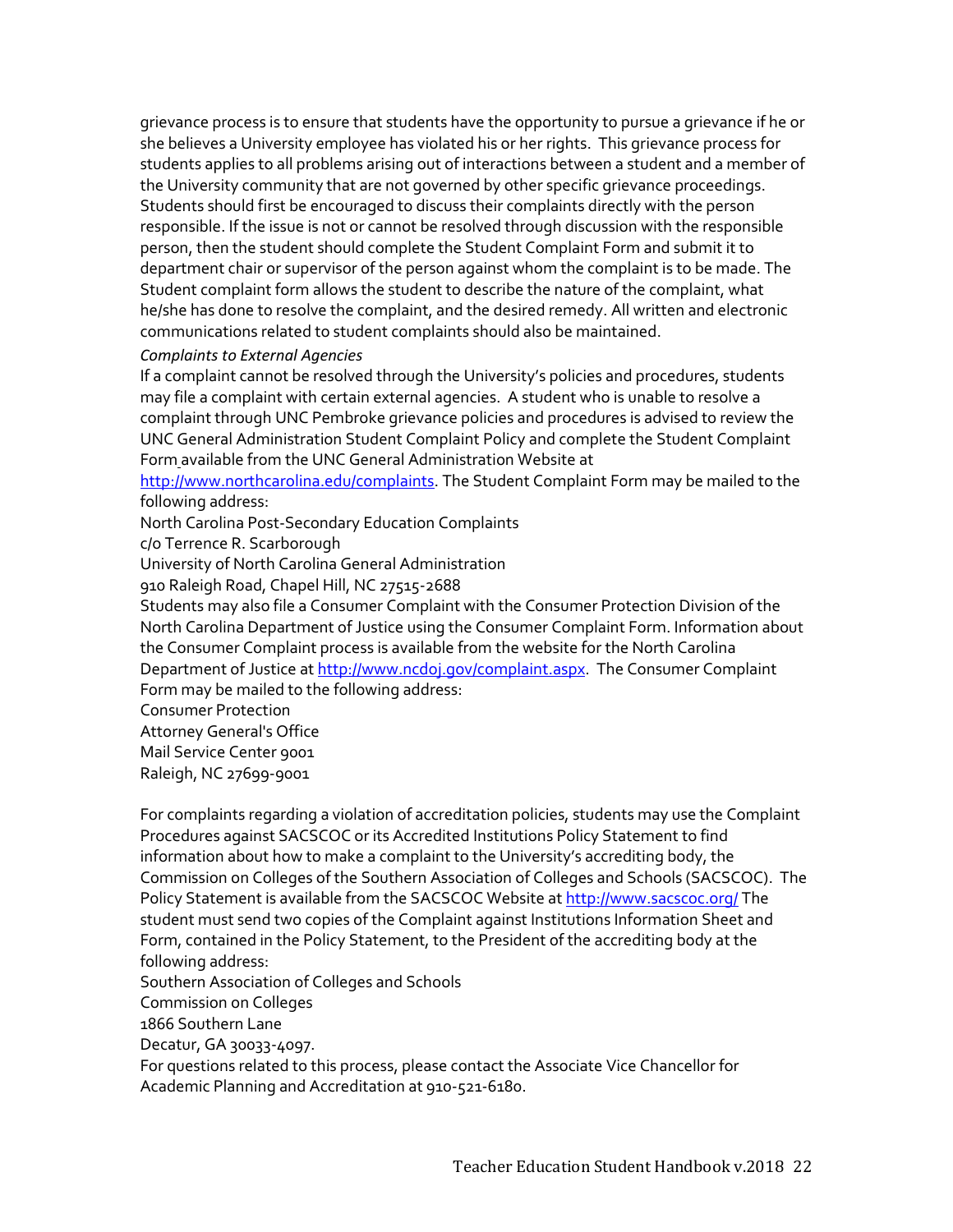grievance process is to ensure that students have the opportunity to pursue a grievance if he or she believes a University employee has violated his or her rights. This grievance process for students applies to all problems arising out of interactions between a student and a member of the University community that are not governed by other specific grievance proceedings. Students should first be encouraged to discuss their complaints directly with the person responsible. If the issue is not or cannot be resolved through discussion with the responsible person, then the student should complete the Student Complaint Form and submit it to department chair or supervisor of the person against whom the complaint is to be made. The Student complaint form allows the student to describe the nature of the complaint, what he/she has done to resolve the complaint, and the desired remedy. All written and electronic communications related to student complaints should also be maintained.

*Complaints to External Agencies*

If a complaint cannot be resolved through the University's policies and procedures, students may file a complaint with certain external agencies. A student who is unable to resolve a complaint through UNC Pembroke grievance policies and procedures is advised to review the UNC General Administration Student Complaint Policy and complete the Student Complaint Form available from the UNC General Administration Website at http://www.northcarolina.edu/complaints. The Student Complaint Form may be mailed to the following address:

North Carolina Post-Secondary Education Complaints
c/o Terrence R. Scarborough
University of North Carolina General Administration
910 Raleigh Road, Chapel Hill, NC 27515-2688

Students may also file a Consumer Complaint with the Consumer Protection Division of the North Carolina Department of Justice using the Consumer Complaint Form. Information about the Consumer Complaint process is available from the website for the North Carolina Department of Justice at http://www.ncdoj.gov/complaint.aspx. The Consumer Complaint Form may be mailed to the following address:

Consumer Protection
Attorney General's Office
Mail Service Center 9001
Raleigh, NC 27699-9001

For complaints regarding a violation of accreditation policies, students may use the Complaint Procedures against SACSCOC or its Accredited Institutions Policy Statement to find information about how to make a complaint to the University's accrediting body, the Commission on Colleges of the Southern Association of Colleges and Schools (SACSCOC). The Policy Statement is available from the SACSCOC Website at http://www.sacscoc.org/ The student must send two copies of the Complaint against Institutions Information Sheet and Form, contained in the Policy Statement, to the President of the accrediting body at the following address:

Southern Association of Colleges and Schools
Commission on Colleges
1866 Southern Lane
Decatur, GA 30033-4097.

For questions related to this process, please contact the Associate Vice Chancellor for Academic Planning and Accreditation at 910-521-6180.